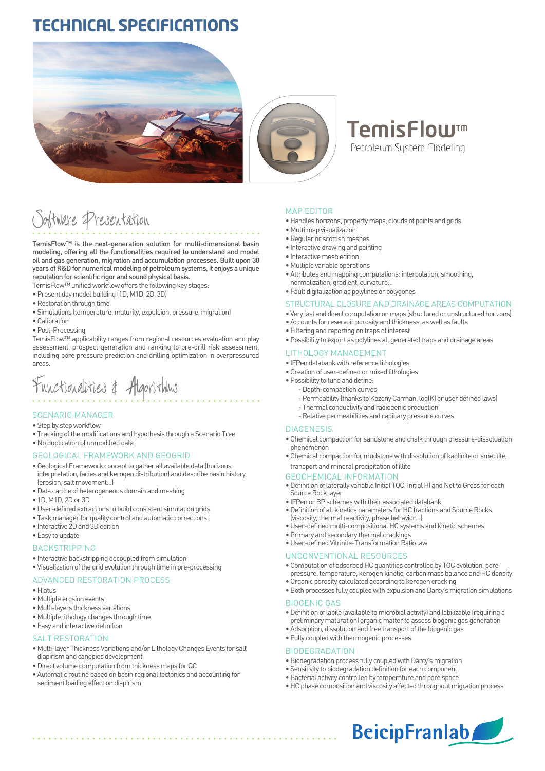# TECHNICAL SPECIFICATIONS

# TemisFlow™

Petroleum System Modeling

## Software Presentation

**TemisFlow™ is the next-generation solution for multi-dimensional basin modeling, offering all the functionalities required to understand and model oil and gas generation, migration and accumulation processes. Built upon 30 years of R&D for numerical modeling of petroleum systems, it enjoys a unique reputation for scientific rigor and sound physical basis.**

TemisFlow™ unified workflow offers the following key stages:

- Present day model building (1D, M1D, 2D, 3D)
- Restoration through time
- Simulations (temperature, maturity, expulsion, pressure, migration)
- Calibration
- Post-Processing

TemisFlow™ applicability ranges from regional resources evaluation and play assessment, prospect generation and ranking to pre-drill risk assessment, including pore pressure prediction and drilling optimization in overpressured areas.

## Functionalities & Algorithms

### SCENARIO MANAGER

- Step by step workflow
- Tracking of the modifications and hypothesis through a Scenario Tree
- No duplication of unmodified data

### GEOLOGICAL FRAMEWORK AND GEOGRID

- Geological Framework concept to gather all available data (horizons interpretation, facies and kerogen distribution) and describe basin history (erosion, salt movement...)
- Data can be of heterogeneous domain and meshing
- 1D, M1D, 2D or 3D
- User-defined extractions to build consistent simulation grids
- Task manager for quality control and automatic corrections
- Interactive 2D and 3D edition
- Easy to update

### BACKSTRIPPING

- Interactive backstripping decoupled from simulation
- Visualization of the grid evolution through time in pre-processing

### ADVANCED RESTORATION PROCESS

- Hiatus
- Multiple erosion events
- Multi-layers thickness variations
- Multiple lithology changes through time
- Easy and interactive definition

### SALT RESTORATION

- Multi-layer Thickness Variations and/or Lithology Changes Events for salt diapirism and canopies development
- Direct volume computation from thickness maps for QC
- Automatic routine based on basin regional tectonics and accounting for sediment loading effect on diapirism

### MAP EDITOR

- Handles horizons, property maps, clouds of points and grids
- Multi map visualization
- Regular or scottish meshes
- Interactive drawing and painting
- Interactive mesh edition
- Multiple variable operations
- Attributes and mapping computations: interpolation, smoothing, normalization, gradient, curvature...
- Fault digitalization as polylines or polygones

### STRUCTURAL CLOSURE AND DRAINAGE AREAS COMPUTATION

- Very fast and direct computation on maps (structured or unstructured horizons)
- Accounts for reservoir porosity and thickness, as well as faults
- Filtering and reporting on traps of interest
- Possibility to export as polylines all generated traps and drainage areas

### LITHOLOGY MANAGEMENT

- IFPen databank with reference lithologies
- Creation of user-defined or mixed lithologies
- Possibility to tune and define:
  - Depth-compaction curves
  - Permeability (thanks to Kozeny Carman, log(K) or user defined laws)
  - Thermal conductivity and radiogenic production
  - Relative permeabilities and capillary pressure curves

### DIAGENESIS

- Chemical compaction for sandstone and chalk through pressure-dissoluation phenomenon
- Chemical compaction for mudstone with dissolution of kaolinite or smectite, transport and mineral precipitation of illite

### GEOCHEMICAL INFORMATION

- Definition of laterally variable Initial TOC, Initial HI and Net to Gross for each Source Rock layer
- IFPen or BP schemes with their associated databank
- Definition of all kinetics parameters for HC fractions and Source Rocks (viscosity, thermal reactivity, phase behavior...)
- User-defined multi-compositional HC systems and kinetic schemes
- Primary and secondary thermal crackings
- User-defined Vitrinite-Transformation Ratio law

### UNCONVENTIONAL RESOURCES

- Computation of adsorbed HC quantities controlled by TOC evolution, pore pressure, temperature, kerogen kinetic, carbon mass balance and HC density
- Organic porosity calculated according to kerogen cracking
- Both processes fully coupled with expulsion and Darcy's migration simulations

### BIOGENIC GAS

- Definition of labile (available to microbial activity) and labilizable (requiring a preliminary maturation) organic matter to assess biogenic gas generation
- Adsorption, dissolution and free transport of the biogenic gas
- Fully coupled with thermogenic processes

### BIODEGRADATION

- Biodegradation process fully coupled with Darcy's migration
- Sensitivity to biodegradation definition for each component
- Bacterial activity controlled by temperature and pore space
- HC phase composition and viscosity affected throughout migration process

BeicipFranlab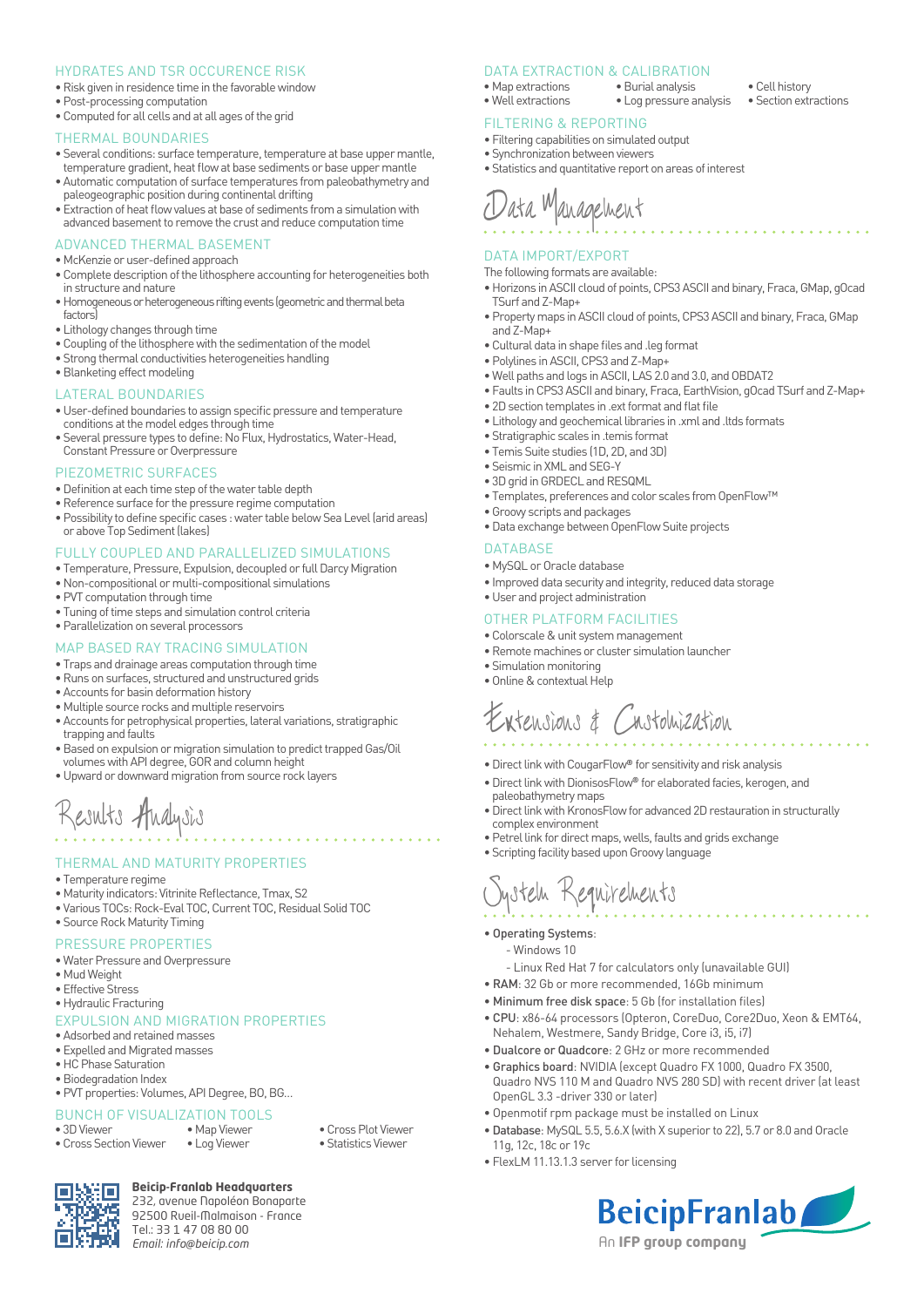### HYDRATES AND TSR OCCURENCE RISK

- Risk given in residence time in the favorable window
- Post-processing computation
- Computed for all cells and at all ages of the grid

### THERMAL BOUNDARIES

- Several conditions: surface temperature, temperature at base upper mantle, temperature gradient, heat flow at base sediments or base upper mantle
- Automatic computation of surface temperatures from paleobathymetry and paleogeographic position during continental drifting
- Extraction of heat flow values at base of sediments from a simulation with advanced basement to remove the crust and reduce computation time

### ADVANCED THERMAL BASEMENT

- McKenzie or user-defined approach
- Complete description of the lithosphere accounting for heterogeneities both in structure and nature
- Homogeneous or heterogeneous rifting events (geometric and thermal beta factors)
- Lithology changes through time
- Coupling of the lithosphere with the sedimentation of the model
- Strong thermal conductivities heterogeneities handling
- Blanketing effect modeling

### LATERAL BOUNDARIES

- User-defined boundaries to assign specific pressure and temperature conditions at the model edges through time
- Several pressure types to define: No Flux, Hydrostatics, Water-Head, Constant Pressure or Overpressure

### PIEZOMETRIC SURFACES

- Definition at each time step of the water table depth
- Reference surface for the pressure regime computation
- Possibility to define specific cases : water table below Sea Level (arid areas) or above Top Sediment (lakes)

### FULLY COUPLED AND PARALLELIZED SIMULATIONS

- Temperature, Pressure, Expulsion, decoupled or full Darcy Migration
- Non-compositional or multi-compositional simulations
- PVT computation through time
- Tuning of time steps and simulation control criteria
- Parallelization on several processors

### MAP BASED RAY TRACING SIMULATION

- Traps and drainage areas computation through time
- Runs on surfaces, structured and unstructured grids
- Accounts for basin deformation history
- Multiple source rocks and multiple reservoirs
- Accounts for petrophysical properties, lateral variations, stratigraphic trapping and faults
- Based on expulsion or migration simulation to predict trapped Gas/Oil volumes with API degree, GOR and column height
- Upward or downward migration from source rock layers

## Results Analysis

### THERMAL AND MATURITY PROPERTIES

- Temperature regime
- Maturity indicators: Vitrinite Reflectance, Tmax, S2
- Various TOCs: Rock-Eval TOC, Current TOC, Residual Solid TOC
- Source Rock Maturity Timing

### PRESSURE PROPERTIES

- Water Pressure and Overpressure
- Mud Weight
- Effective Stress
- Hydraulic Fracturing

### EXPULSION AND MIGRATION PROPERTIES

- Adsorbed and retained masses
- Expelled and Migrated masses
- HC Phase Saturation
- Biodegradation Index
- PVT properties: Volumes, API Degree, BO, BG...

### BUNCH OF VISUALIZATION TOOLS

- 3D Viewer
- Cross Section Viewer
- Map Viewer
- Log Viewer
- Cross Plot Viewer
- Statistics Viewer

### DATA EXTRACTION & CALIBRATION

- Map extractions
- Well extractions
- Burial analysis
- Log pressure analysis
- Cell history
- Section extractions

### FILTERING & REPORTING

- Filtering capabilities on simulated output
- Synchronization between viewers
- Statistics and quantitative report on areas of interest

## Data Management

### DATA IMPORT/EXPORT

The following formats are available:

- Horizons in ASCII cloud of points, CPS3 ASCII and binary, Fraca, GMap, gOcad TSurf and Z-Map+
- Property maps in ASCII cloud of points, CPS3 ASCII and binary, Fraca, GMap and Z-Map+
- Cultural data in shape files and .leg format
- Polylines in ASCII, CPS3 and Z-Map+
- Well paths and logs in ASCII, LAS 2.0 and 3.0, and OBDAT2
- Faults in CPS3 ASCII and binary, Fraca, EarthVision, gOcad TSurf and Z-Map+
- 2D section templates in .ext format and flat file
- Lithology and geochemical libraries in .xml and .ltds formats
- Stratigraphic scales in .temis format
- Temis Suite studies (1D, 2D, and 3D)
- Seismic in XML and SEG-Y
- 3D grid in GRDECL and RESQML
- Templates, preferences and color scales from OpenFlow™
- Groovy scripts and packages
- Data exchange between OpenFlow Suite projects

### DATABASE

- MySQL or Oracle database
- Improved data security and integrity, reduced data storage
- User and project administration

### OTHER PLATFORM FACILITIES

- Colorscale & unit system management
- Remote machines or cluster simulation launcher
- Simulation monitoring
- Online & contextual Help

## Extensions & Customization

- Direct link with CougarFlow® for sensitivity and risk analysis
- Direct link with DionisosFlow® for elaborated facies, kerogen, and paleobathymetry maps
- Direct link with KronosFlow for advanced 2D restauration in structurally complex environment
- Petrel link for direct maps, wells, faults and grids exchange
- Scripting facility based upon Groovy language

## System Requirements

- **Operating Systems**:
  - Windows 10
  - Linux Red Hat 7 for calculators only (unavailable GUI)
- **RAM**: 32 Gb or more recommended, 16Gb minimum
- **Minimum free disk space**: 5 Gb (for installation files)
- **CPU**: x86-64 processors (Opteron, CoreDuo, Core2Duo, Xeon & EMT64, Nehalem, Westmere, Sandy Bridge, Core i3, i5, i7)
- **Dualcore or Quadcore**: 2 GHz or more recommended
- **Graphics board**: NVIDIA (except Quadro FX 1000, Quadro FX 3500, Quadro NVS 110 M and Quadro NVS 280 SD) with recent driver (at least OpenGL 3.3 -driver 330 or later)
- Openmotif rpm package must be installed on Linux
- **Database**: MySQL 5.5, 5.6.X (with X superior to 22), 5.7 or 8.0 and Oracle 11g, 12c, 18c or 19c
- FlexLM 11.13.1.3 server for licensing

**Beicip-Franlab Headquarters**
232, avenue Napoléon Bonaparte
92500 Rueil-Malmaison - France
Tel.: 33 1 47 08 80 00
*Email: info@beicip.com*

**BeicipFranlab**
An **IFP group company**